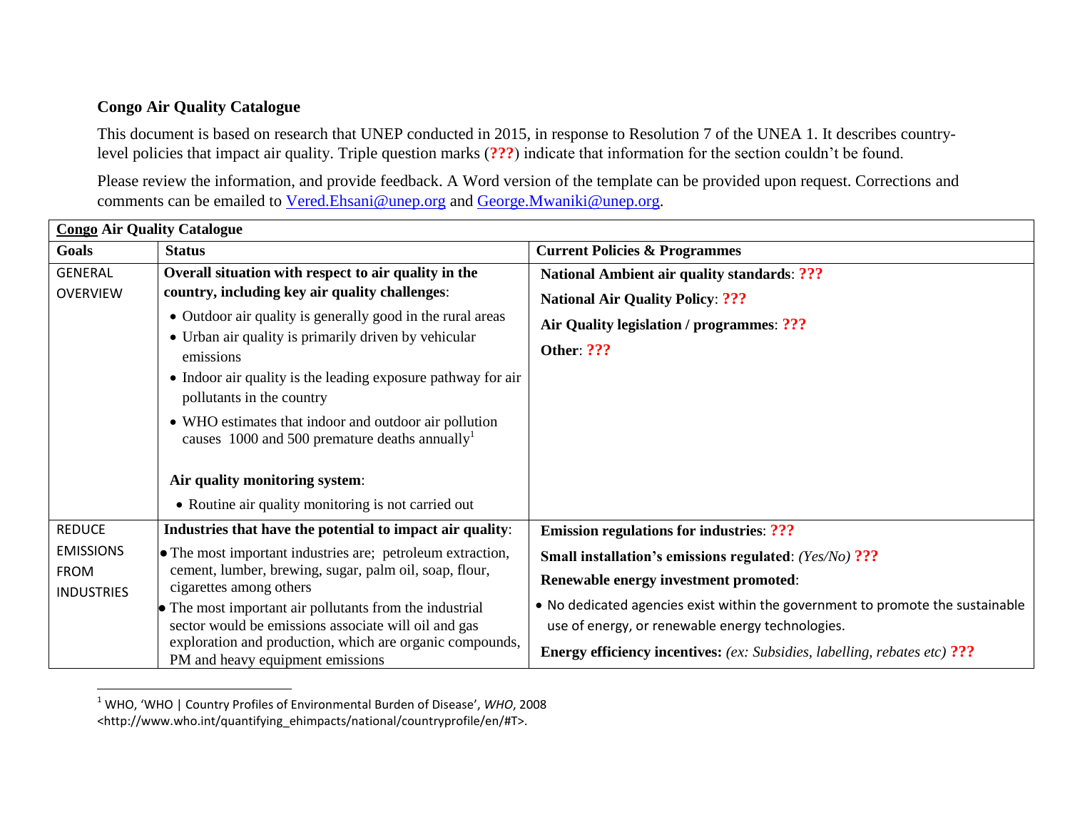**Congo Air Quality Catalogue**

This document is based on research that UNEP conducted in 2015, in response to Resolution 7 of the UNEA 1. It describes country-level policies that impact air quality. Triple question marks (**???**) indicate that information for the section couldn't be found.

Please review the information, and provide feedback. A Word version of the template can be provided upon request. Corrections and comments can be emailed to [Vered.Ehsani@unep.org](mailto:Vered.Ehsani@unep.org) and [George.Mwaniki@unep.org](mailto:George.Mwaniki@unep.org).

| **Congo Air Quality Catalogue** | | |
|---|---|---|
| **Goals** | **Status** | **Current Policies & Programmes** |
| GENERAL OVERVIEW | **Overall situation with respect to air quality in the country, including key air quality challenges**:<br>• Outdoor air quality is generally good in the rural areas<br>• Urban air quality is primarily driven by vehicular emissions<br>• Indoor air quality is the leading exposure pathway for air pollutants in the country<br>• WHO estimates that indoor and outdoor air pollution causes 1000 and 500 premature deaths annually[1]<br><br>**Air quality monitoring system**:<br>• Routine air quality monitoring is not carried out | **National Ambient air quality standards**: **???**<br>**National Air Quality Policy**: **???**<br>**Air Quality legislation / programmes**: **???**<br>**Other**: **???** |
| REDUCE EMISSIONS FROM INDUSTRIES | **Industries that have the potential to impact air quality**:<br>• The most important industries are; petroleum extraction, cement, lumber, brewing, sugar, palm oil, soap, flour, cigarettes among others<br>• The most important air pollutants from the industrial sector would be emissions associate will oil and gas exploration and production, which are organic compounds, PM and heavy equipment emissions | **Emission regulations for industries**: **???**<br>**Small installation's emissions regulated**: *(Yes/No)* **???**<br>**Renewable energy investment promoted**:<br>• No dedicated agencies exist within the government to promote the sustainable use of energy, or renewable energy technologies.<br>**Energy efficiency incentives:** *(ex: Subsidies, labelling, rebates etc)* **???** |

[1] WHO, 'WHO | Country Profiles of Environmental Burden of Disease', *WHO*, 2008 <http://www.who.int/quantifying_ehimpacts/national/countryprofile/en/#T>.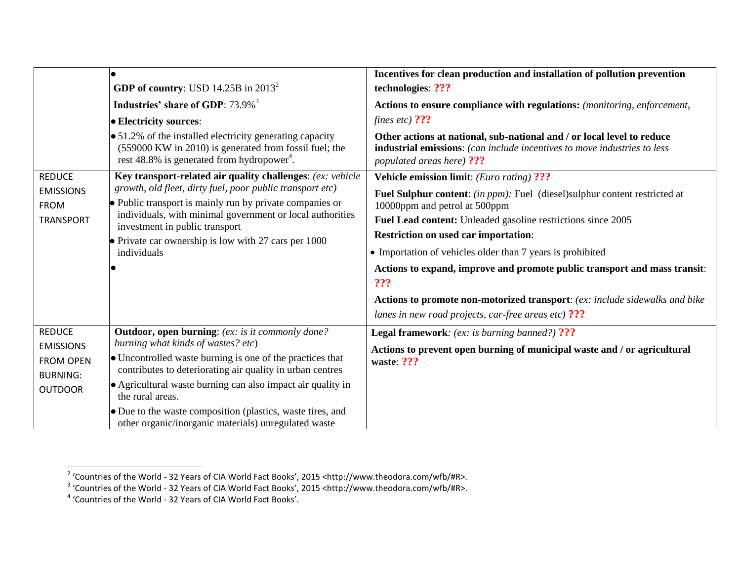| | | |
|---|---|---|
| | •<br>**GDP of country**: USD 14.25B in 2013[2]<br>**Industries' share of GDP**: 73.9%[3]<br>• **Electricity sources**:<br>• 51.2% of the installed electricity generating capacity (559000 KW in 2010) is generated from fossil fuel; the rest 48.8% is generated from hydropower[4]. | **Incentives for clean production and installation of pollution prevention technologies**: **???**<br>**Actions to ensure compliance with regulations:** *(monitoring, enforcement, fines etc)* **???**<br>**Other actions at national, sub-national and / or local level to reduce industrial emissions**: *(can include incentives to move industries to less populated areas here)* **???** |
| REDUCE EMISSIONS FROM TRANSPORT | **Key transport-related air quality challenges**: *(ex: vehicle growth, old fleet, dirty fuel, poor public transport etc)*<br>• Public transport is mainly run by private companies or individuals, with minimal government or local authorities investment in public transport<br>• Private car ownership is low with 27 cars per 1000 individuals<br>• | **Vehicle emission limit**: *(Euro rating)* **???**<br>**Fuel Sulphur content**: *(in ppm):* Fuel (diesel)sulphur content restricted at 10000ppm and petrol at 500ppm<br>**Fuel Lead content:** Unleaded gasoline restrictions since 2005<br>**Restriction on used car importation**:<br>• Importation of vehicles older than 7 years is prohibited<br>**Actions to expand, improve and promote public transport and mass transit**: **???**<br>**Actions to promote non-motorized transport**: *(ex: include sidewalks and bike lanes in new road projects, car-free areas etc)* **???** |
| REDUCE EMISSIONS FROM OPEN BURNING: OUTDOOR | **Outdoor, open burning**: *(ex: is it commonly done? burning what kinds of wastes? etc)*<br>• Uncontrolled waste burning is one of the practices that contributes to deteriorating air quality in urban centres<br>• Agricultural waste burning can also impact air quality in the rural areas.<br>• Due to the waste composition (plastics, waste tires, and other organic/inorganic materials) unregulated waste | **Legal framework**: *(ex: is burning banned?)* **???**<br>**Actions to prevent open burning of municipal waste and / or agricultural waste**: **???** |

[2] 'Countries of the World - 32 Years of CIA World Fact Books', 2015 <http://www.theodora.com/wfb/#R>.
[3] 'Countries of the World - 32 Years of CIA World Fact Books', 2015 <http://www.theodora.com/wfb/#R>.
[4] 'Countries of the World - 32 Years of CIA World Fact Books'.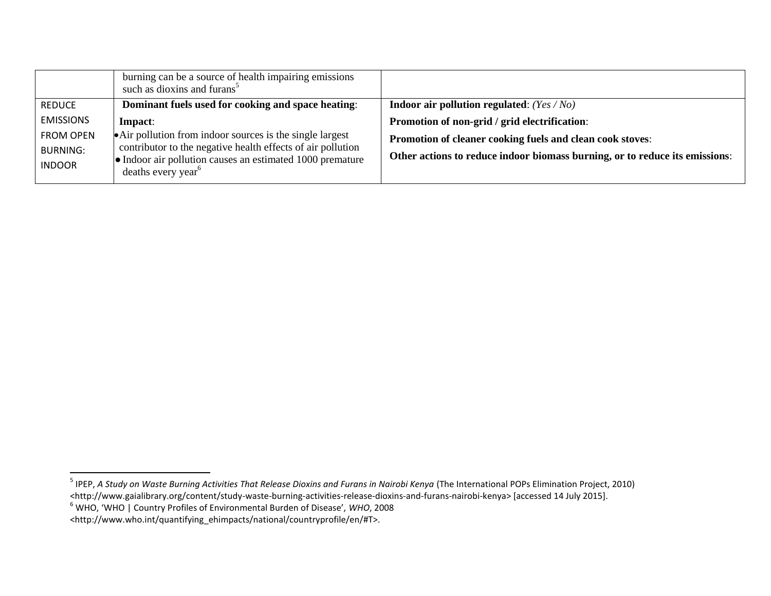| | | |
|---|---|---|
| | burning can be a source of health impairing emissions such as dioxins and furans[5] | |
| REDUCE EMISSIONS FROM OPEN BURNING: INDOOR | **Dominant fuels used for cooking and space heating**:<br>**Impact**:<br>• Air pollution from indoor sources is the single largest contributor to the negative health effects of air pollution<br>• Indoor air pollution causes an estimated 1000 premature deaths every year[6] | **Indoor air pollution regulated**: *(Yes / No)*<br>**Promotion of non-grid / grid electrification**:<br>**Promotion of cleaner cooking fuels and clean cook stoves**:<br>**Other actions to reduce indoor biomass burning, or to reduce its emissions**: |

[5] IPEP, *A Study on Waste Burning Activities That Release Dioxins and Furans in Nairobi Kenya* (The International POPs Elimination Project, 2010) <http://www.gaialibrary.org/content/study-waste-burning-activities-release-dioxins-and-furans-nairobi-kenya> [accessed 14 July 2015].

[6] WHO, 'WHO | Country Profiles of Environmental Burden of Disease', *WHO*, 2008 <http://www.who.int/quantifying_ehimpacts/national/countryprofile/en/#T>.